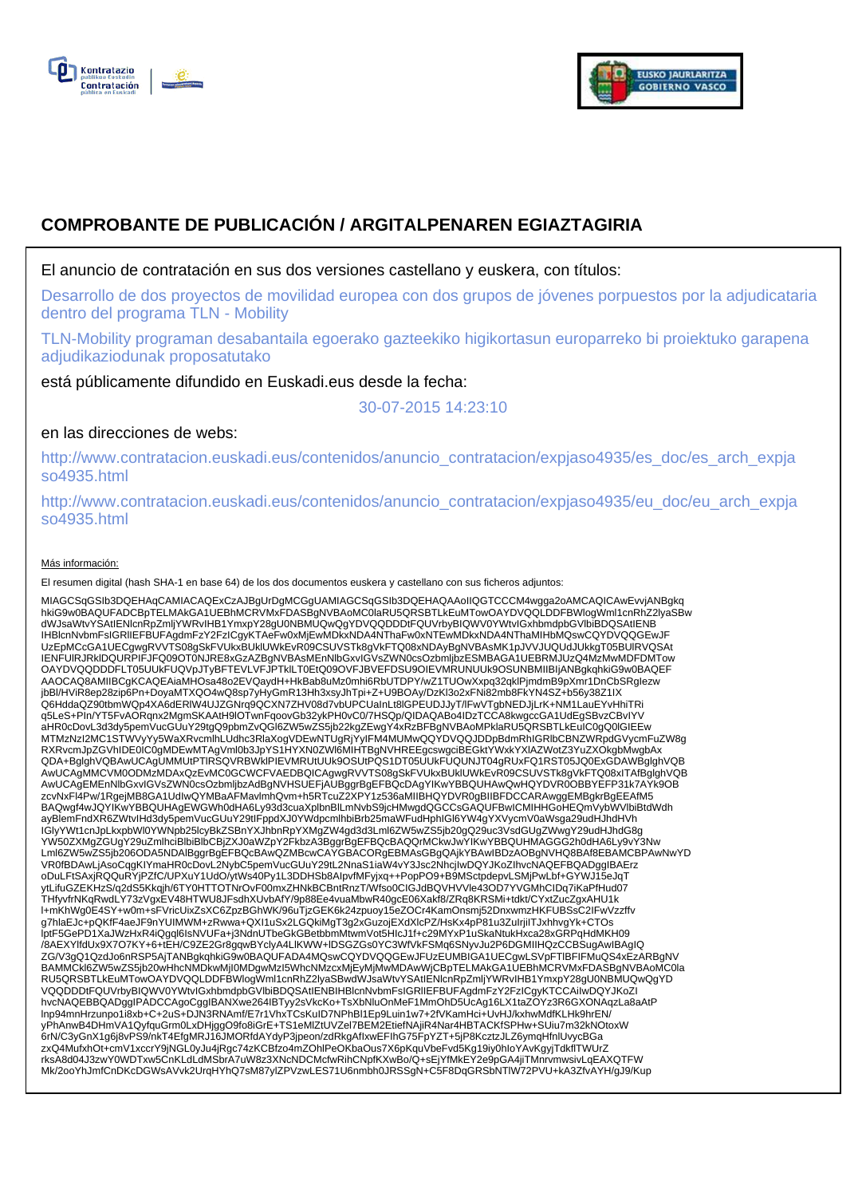# COMPROBANTE DE PUBLICACIÓN / ARGITALPENAREN EGIAZTAGIRIA

El anuncio de contratación en sus dos versiones castellano y euskera, con títulos:

Desarrollo de dos proyectos de movilidad europea con dos grupos de jóvenes porpuestos por la adjudicataria dentro del programa TLN - Mobility

TLN-Mobility programan desabantaila egoerako gazteekiko higikortasun europarreko bi proiektuko garapena adjudikaziodunak proposatutako

está públicamente difundido en Euskadi.eus desde la fecha:

30-07-2015 14:23:10

en las direcciones de webs:

http://www.contratacion.euskadi.eus/contenidos/anuncio_contratacion/expjaso4935/es_doc/es_arch_expjaso4935.html

http://www.contratacion.euskadi.eus/contenidos/anuncio_contratacion/expjaso4935/eu_doc/eu_arch_expjaso4935.html

Más información:

El resumen digital (hash SHA-1 en base 64) de los dos documentos euskera y castellano con sus ficheros adjuntos:

MIAGCSqGSIb3DQEHAqCAMIACAQExCzAJBgUrDgMCGgUAMIAGCSqGSIb3DQEHAQAAoIIQGTCCCM4wgga2oAMCAQICAwEvvjANBgkqhkiG9w0BAQUFADCBpTELMAkGA1UEBhMCRVMxFDASBgNVBAoMC0laRU5QRSBTLkEuMTowOAYDVQQLDDFBWlogWml1cnRhZ2lyaSBwdWJsaWtvYSAtIENlcnRpZmljYWRvIHB1YmxpY28gU0NBMUQwQgYDVQQDDDtFQUVrbyBIQWV0YWtvIGxhbmdpbGVlbiBDQSAtIENBIHBlcnNvbFsIGRlIEFBUFAgdmFzY2FzIChgYKTAeFw0xMjEwMDkxNDA4NThaFw0xNTEwMDkxNDA4NThaMIHbMQswCQYDVQQGEwJFUzEpMCcGA1UECgwgRVVTS08gSkFVUkxBUklUWkEvR09CSUVSTk8gVkFTQ08xNDAyBgNVBAsMK1pJVVJUQUdJUkkgT05BUlRVQSAtIENFUlRJRklDQURPIFJFQ09OT0NJRE8xGzAZBgNVBAsMEnNlbGxvIGVsZWN0csOzbmljbzESMBAGA1UEBRMJUzQ4MzMwMDFDMTowOAYDVQQDDDFLT05UUkFUQVpJTyBFTEVLVFJPTkILT0EtQ09OVFJBVEFDSU9OIEVMRUNUUk9OSUNBMIIBIjANBgkqhkiG9w0BAQEFAAOCAQ8AMIIBCgKCAQEAiaMHOsa48o2EVQaydH+HkBab8uMz0mhi6RbUTDPY/wZ1TUOwXxpq32qklPjmdmB9pXmr1DnCbSRglezwjbBl/HViR8ep28zip6Pn+DoyaMTXQO4wQ8sp7yHyGmR13Hh3xsyJhTpi+Z+U9BOAy/DzKI3o2xFNi82mb8FkYN4SZ+b56y38Z1IXQ6HddaQZ90tbmWQp4XA6dERlW4UJZGNrq9QCXN7ZHV08d7vbUPCUaInLt8lGPEUDJJyT/lFwVTgbNEDJjLrK+NM1LauEYvHhiTRiq5LeS+Pln/YT5FvAORqnx2MgmSKAAtH9lOTwnFqoovGb32ykPH0vC0/7HSQp/QIDAQABo4IDzTCCA8kwgccGA1UdEgSBvzCBvIYVaHR0cDovL3d3dy5pemVucGUuY29tgQ9pbmZvQGl6ZW5wZS5jb22kgZEwgY4xRzBFBgNVBAoMPklaRU5QRSBTLkEuIC0gQ0lGIEEwMTMzNzI2MC1STWVyYy5WaXRvcmlhLUdhc3RlaXogVDEwNTUgRjYyIFM4MUMwQQYDVQQJDDpBdmRhIGRlbCBNZWRpdGVycmFuZW8gRXRvcmJpZGVhIDE0IC0gMDEwMTAgVml0b3JpYS1HYXN0ZWl6MIHTBgNVHREEgcswgciBEGktYWxkYXlAZWotZ3YuZXOkgbMwgbAxQDA+BglghVQBAwUCAgUMMUtPTlRSQVRBWklPIEVMRUtUUk9OSUtPQS1DT05UUkFUQUNJT04gRUxFQ1RST05JQ0ExGDAWBglghVQBAwUCAgMMCVM0ODMzMDAxQzEvMC0GCWCFVAEDBQICAgwgRVVTS08gSkFVUkxBUklUWkEvR09CSUVSTk8gVkFTQ08xITAfBglghVQBAwUCAgEMEnNlbGxvIGVsZWN0csOzbmljbzAdBgNVHSUEFjAUBggrBgEFBQcDAgYIKwYBBQUHAwQwHQYDVR0OBBYEFP31k7AYk9OBzcvNxFl4Pw/1RgejMB8GA1UdIwQYMBaAFMavlmhQvm+h5RTcuZ2XPY1z536aMIIBHQYDVR0gBIIBFDCCARAwggEMBgkrBgEEAfM5BAQwgf4wJQYIKwYBBQUHAgEWGWh0dHA6Ly93d3cuaXplbnBlLmNvbS9jcHMwgdQGCCsGAQUFBwICMIHHGoHEQmVybWVlbiBtdWdhayBlemFndXR6ZWtvIHd3dy5pemVucGUuY29tIFppdXJ0YWdpcmlhbiBrb25maWFudHphIGl6YW4gYXVycmV0aWsga29udHJhdHVhIGlyYWt1cnJpLkxpbWl0YWNpb25lcyBkZSBnYXJhbnRpYXMgZW4gd3d3Lml6ZW5wZS5jb20gQ29uc3VsdGUgZWwgY29udHJhdG8gYW50ZXMgZGUgY29uZmlhciBlbiBlbCBjZXJ0aWZpY2FkbzA3BggrBgEFBQcBAQQrMCkwJwYIKwYBBQUHMAGGG2h0dHA6Ly9vY3NwLml6ZW5wZS5jb206ODA5NDAlBggrBgEFBQcBAwQZMBcwCAYGBACORgEBMAsGBgQAjkYBAwIBDzAOBgNVHQ8BAf8EBAMCBPAwNwYDVR0fBDAwLjAsoCqgKIYmaHR0cDovL2NybC5pemVucGUuY29tL2NnaS1iaW4vY3Jsc2NhcjIwDQYJKoZIhvcNAQEFBQADggIBAErzoDuLFtSAxjRQQuRYjPZfC/UPXuY1UdO/ytWs40Py1L3DDHSb8AlpvfMFyjxq++PopPO9+B9MSctpdepvLSMjPwLbf+GYWJ15eJqTytLifuGZEKHzS/q2dS5Kkqjh/6TY0HTTOTNrOvF00mxZHNkBCBntRnzT/Wfso0CIGJdBQVHVVle43OD7YVGMhCIDq7iKaPfHud07THfyvfrNKqRwdLY73zVgxEV48HTWU8JFsdhXUvbAfY/9p88Ee4vuaMbwR40gcE06Xakf8/ZRq8KRSMi+tdkt/CYxtZucZgxAHU1kl+mKhWg0E4SY+w0m+sFVricUixZsXC6ZpzBGhWK/96uTjzGEK6k24zpuoy15eZOCr4KamOnsmj52DnxwmzHKFUBSsC2IFwVzzffvg7hlaEJc+pQKfF4aeJF9nYUIMWM+zRwwa+QXl1uSx2LGQkiMgT3g2xGuzojEXdXlcPZ/HsKx4pP81u3ZulrjiITJxhhvgYk+CTOsIptF5GePD1XaJWzHxR4iQgql6IsNVUFa+j3NdnUTbeGkGBetbbmMtwmVot5HIcJ1f+c29MYxP1uSkaNtukHxca28xGRPqHdMKH09/8AEXYlfdUx9X7O7KY+6+tEH/C9ZE2Gr8gqwBYclyA4LlKWW+lDSGZGs0YC3WfVkFSMq6SNyvJu2P6DGMIIHQzCCBSugAwIBAgIQZG/V3gQ1QzdJo6nRSP5AjTANBgkqhkiG9w0BAQUFADA4MQswCQYDVQQGEwJFUzEUMBIGA1UECgwLSVpFTlBFIFMuQS4xEzARBgNVBAMMCkl6ZW5wZS5jb20wHhcNMDkwMjI0MDgwMzI5WhcNMzcxMjEyMjMwMDAwWjCBpTELMAkGA1UEBhMCRVMxFDASBgNVBAoMC0laRU5QRSBTLkEuMTowOAYDVQQLDDFBWlogWml1cnRhZ2lyaSBwdWJsaWtvYSAtIENlcnRpZmljYWRvIHB1YmxpY28gU0NBMUQwQgYDVQQDDDtFQUVrbyBIQWV0YWtvIGxhbmdpbGVlbiBDQSAtIENBIHBlcnNvbFsIGRlIEFBUFAgdmFzY2FzIChgYKTCCAiIwDQYJKoZIhvcNAQEBBQADggIPADCCAgoCggIBANXwe264lBTyy2sVkcKo+TsXbNluOnMeF1MmOhD5UcAg16LX1taZOYz3R6GXONAqzLa8aAtPlnp94mnHrzunpo1i8xb+C+2uS+DJN3RNAmf/E7r1VhxTCsKuID7NPhBl1Ep9Luin1w7+2fVKamHci+UvHJ/kxhwMdfKLHk9hrEN/yPhAnwB4DHmVA1QyfquGrm0LxDHjggO9fo8iGrE+TS1eMlZtUVZel7BEM2EtiefNAjiR4Nar4HBTACKfSPHw+SUiu7m32kNOtoxW6rN/C3yGnX1g6j8vPS9/nkT4EfgMRJ16JMORfdAYdyP3jpeon/zdRkgAfIxwEFIhG75FpYZT+5jP8KcztzJLZ6ymqHfnlUvycBGazxQ4MufxhOt+cmV1xccrY9jNGL0yJu4jRgc74zKCBfzo4mZOhlPeOKbaOus7X6pKquVbeFvd5Kg19iy0hloYAvKgyjTdkfITWUrZrksA8d04J3zwY0WDTxw5CnKLdLdMSbrA7uW8z3XNcNDCMcfwRihCNpfKXwBo/Q+sEjYfMkEY2e9pGA4jiTMnrvmwsivLqEAXQTFWMk/2ooYhJmfCnDKcDGWsAVvk2UrqHYhQ7sM87ylZPVzwLES71U6nmbh0JRSSgN+C5F8DqGRSbNTlW72PVU+kA3ZfvAYH/gJ9/Kup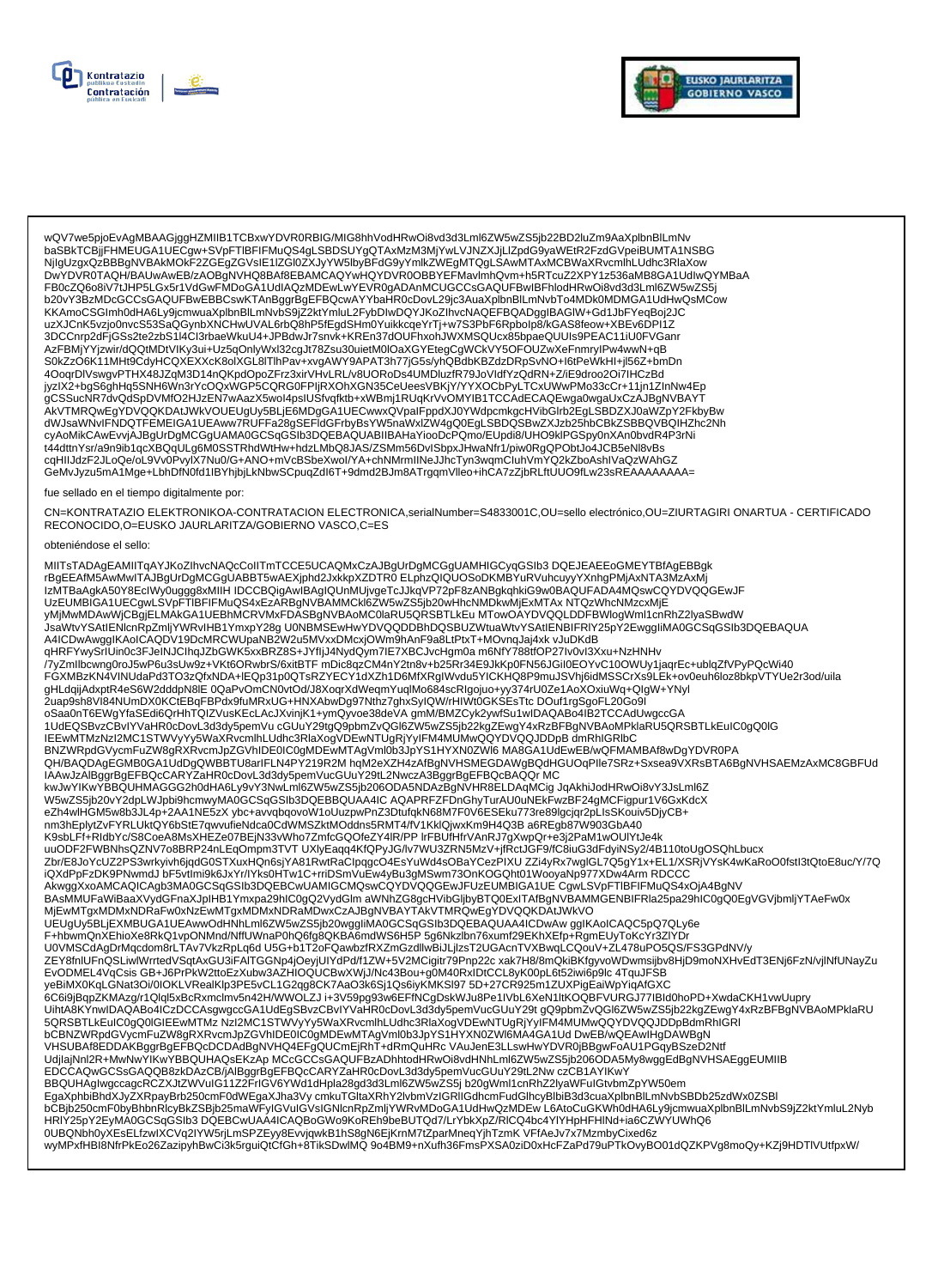wQV7we5pjoEvAgMBAAGjggHZMIIB1TCBxwYDVR0RBIG/MIG8hhVodHRwOi8vd3d3Lml6ZW5wZS5jb22BD2luZm9AaXplbnBlLmNv
baSBkTCBjjFHMEUGA1UECgw+SVpFTlBFIFMuQS4gLSBDSUYgQTAxMzM3MjYwLVJNZXJjLlZpdG9yaWEtR2FzdGVpeiBUMTA1NSBG
NjIgUzgxQzBBBgNVBAkMOkF2ZGEgZGVsIE1lZGl0ZXJyYW5lbyBFdG9yYmlkZWEgMTQgLSAwMTAxMCBWaXRvcmlhLUdhc3RlaXow
DwYDVR0TAQH/BAUwAwEB/zAOBgNVHQ8BAf8EBAMCAQYwHQYDVR0OBBYEFMavlmhQvm+h5RTcuZ2XPY1z536aMB8GA1UdIwQYMBaA
FB0cZQ6o8iV7tJHP5LGx5r1VdGwFMDoGA1UdIAQzMDEwLwYEVR0gADAnMCUGCCsGAQUFBwIBFhlodHRwOi8vd3d3Lml6ZW5wZS5j
b20vY3BzMDcGCCsGAQUFBwEBBCswKTAnBggrBgEFBQcwAYYbaHR0cDovL29jc3AuaXplbnBlLmNvbTo4MDk0MDMGA1UdHwQsMCow
KKAmoCSGImh0dHA6Ly9jcmwuaXplbnBlLmNvbS9jZ2ktYmluL2FybDIwDQYJKoZIhvcNAQEFBQADggIBAGlW+Gd1JbFYeqBoj2JC
uzXJCnK5vzjo0nvcS53SaQGynbXNCHwUVAL6rbQ8hP5fEgdSHm0YuikkcqeYrTj+w7S3PbF6Rpbolp8/kGAS8feow+XBEv6DPI1Z
3DCCnrp2dFjGSs2te2zbS1l4Cl3rbaeWkuU4+JPBdwJr7snvk+KREn37dOUFhxohJWXMSQUcx85bpaeQUUIs9PEAC11iU0FVGanr
AzFBMjYYjzwir/dQQtMDtVIKy3ui+Uz5qOnlyWxl32cgJt78Zsu30uietM0lOaXGYEtegCgWCkVY5OFOUZwXeFnmrylPw4wwN+qB
S0kZzO6K11MHt9CdyHCQXEXXcK8olXGL8lTlhPav+xvgAWY9APAT3h77jG5s/yhQBdbKBZdzDRpSvNO+I6tPeWkHI+jl56Z+bmDn
4OoqrDIVswgvPTHX48JZqM3D14nQKpdOpoZFrz3xirVHvLRL/v8UORoDs4UMDluzfR79JoVIdfYzQdRN+Z/iE9droo2Oi7IHCzBd
jyzlX2+bgS6ghHq5SNH6Wn3rYcOQxWGP5CQRG0FPljRXOhXGN35CeUeesVBKjY/YYXOCbPyLTCxUWwPMo33cCr+11jn1ZInNw4Ep
gCSSucNR7dvQdSpDVMfO2HJzEN7wAazX5wol4psIUSfvqfktb+xWBmj1RUqKrVvOMYIB1TCCAdECAQEwga0wgaUxCzAJBgNVBAYT
AkVTMRQwEgYDVQQKDAtJWkVOUEUgUy5BLjE6MDgGA1UECwwxQVpaIFppdXJ0YWdpcmkgcHVibGlrb2EgLSBDZXJ0aWZpY2FkbyBw
dWJsaWNvIFNDQTFEMEIGA1UEAww7RUFFa28gSEFldGFrbyBsYW5naWxlZW4gQ0EgLSBDQSBwZXJzb25hbCBkZSBBQVBQIHZhc2Nh
cyAoMikCAwEvvjAJBgUrDgMCGgUAMA0GCSqGSIb3DQEBAQUABIIBAHaYiooDcPQmo/EUpdi8/UHO9klPGSpy0nXAn0bvdR4P3rNi
t44dttnYsr/a9n9ib1qcXBQqULg6M0SSTRhdWtHw+hdzLMbQ8JAS/ZSMm56DvlSbpxJHwaNfr1/piw0RgQPObtJo4JCB5eNl8vBs
cqHIJdzF2JLoQe/oL9Vv0PvylX7Nu0/G+ANO+mVcBSbeXwol/YA+chNMrmIINeJJhcTyn3wqmCIuhVmYQ2kZboAshIVaQzWAhGZ
GeMvJyzu5mA1Mge+LbhDfN0fd1IBYhjbjLkNbwSCpuqZdI6T+9dmd2BJm8ATrgqmVlleo+ihCA7zZjbRLftUUO9fLw23sREAAAAAAAA=

fue sellado en el tiempo digitalmente por:

CN=KONTRATAZIO ELEKTRONIKOA-CONTRATACION ELECTRONICA,serialNumber=S4833001C,OU=sello electrónico,OU=ZIURTAGIRI ONARTUA - CERTIFICADO RECONOCIDO,O=EUSKO JAURLARITZA/GOBIERNO VASCO,C=ES

obteniéndose el sello:

MIITsTADAgEAMIITqAYJKoZIhvcNAQcCoIITmTCCE5UCAQMxCzAJBgUrDgMCGgUAMHIGCyqGSIb3 DQEJEAEEoGMEYTBfAgEBBgk
rBgEEAfM5AwMwITAJBgUrDgMCGgUABBT5wAEXjphd2JxkkpXZDTR0 ELphzQIUQOSoDKMBYuRVuhcuyyYXnhgPMjAxNTA3MzAxMj
IzMTBaAgkA50Y8EcIWy0uggg8xMIIH IDCCBQigAwIBAgIQUnMUjvgeTcJJkqVP72pF8zANBgkqhkiG9w0BAQUFADA4MQswCQYDVQQGEwJF
UzEUMBIGA1UECgwLSVpFTlBFIFMuQS4xEzARBgNVBAMMCkl6ZW5wZS5jb20wHhcNMDkwMjExMTAx NTQzWhcNMzcxMjE
yMjMwMDAwWjCBgjELMAkGA1UEBhMCRVMxFDASBgNVBAoMC0laRU5QRSBTLkEu MTowOAYDVQQLDDFBWlogWml1cnRhZ2lyaSBwdW
JsaWtvYSAtIENlcnRpZmljYWRvIHB1YmxpY28g U0NBMSEwHwYDVQQDDBhDQSBUZWtuaWtvYSAtIENFRlY25pY2EwggIiMA0GCSqGSIb3DQEBAQUA
A4ICDwAwggIKAoICAQDV19DcMRCWUpaNB2W2u5MVxxDMcxjOWm9hAnF9a8LtPtxT+MOvnqJaj4xk vJuDKdB
qHRFYwySrIUin0c3FJeINJCIhqJZbGWK5xxBRZ8S+JYfIjJ4NydQym7lE7XBCJvcHgm0a m6NfY788tfOP27Iv0vI3Xxu+NzHNHv
/7yZmIlbcwng0roJ5wP6u3sUw9z+VKt6ORwbrS/6xitBTF mDic8qzCM4nY2tn8v+b25Rr34E9JkKp0FN56JGil0EOYvC10OWUy1jaqrEc+ublqZfVPyPQcWi40
FGXMBzKN4VINUdaPd3TO3zQfxNDA+lEQp31p0QTsRZYECY1dXZh1D6MfXRgIWvdu5YICKHQ8P9muJSVhj6idMSSCrXs9LEk+ov0euh6loz8bkpVTYUe2r3od/uila
gHLdqijAdxptR4eS6W2dddpN8lE 0QaPvOmCN0vtOd/J8XoqrXdWeqmYuqlMo684scRIgojuo+yy374rU0Ze1AoXOxiuWq+QIgW+YNyl
2uap9sh8Vl84NUmDX0KCtEBqFBPdx9fuMRxUG+HNXAbwDg97Nthz7ghxSyIQW/rHIWt0GKSEsTtc DOuf1rgSgoFL20Go9I
oSaa0nT6EWgYfaSEdi6QrHhTQIZVusKEcLAcJXvinjK1+ymQyvoe38deVA gmM/BMZCyk2ywfSu1wIDAQABo4IB2TCCAdUwgccGA
1UdEQSBvzCBvIYVaHR0cDovL3d3dy5pemVu cGUuY29tgQ9pbmZvQGl6ZW5wZS5jb22kgZEwgY4xRzBFBgNVBAoMPklaRU5QRSBTLkEuIC0gQ0lG
IEEwMTMzNzI2MC1STWVyYy5WaXRvcmlhLUdhc3RlaXogVDEwNTUgRjYyIFM4MUMwQQYDVQQJDDpB dmRhIGRlbC
BNZWRpdGVycmFuZW8gRXRvcmJpZGVhIDE0IC0gMDEwMTAgVml0b3JpYS1HYXN0ZWl6 MA8GA1UdEwEB/wQFMAMBAf8wDgYDVR0PA
QH/BAQDAgEGMB0GA1UdDgQWBBTU8arIFLN4PY219R2M hqM2eXZH4zAfBgNVHSMEGDAWgBQdHGUOqPIle7SRz+Sxsea9VXRsBTA6BgNVHSAEMzAxMC8GBFUd
IAAwJzAlBggrBgEFBQcCARYZaHR0cDovL3d3dy5pemVucGUuY29tL2NwczA3BggrBgEFBQcBAQQr MC
kwJwYIKwYBBQUHMAGGG2h0dHA6Ly9vY3NwLml6ZW5wZS5jb206ODA5NDAzBgNVHR8ELDAqMCig JqAkhiJodHRwOi8vY3JsLml6Z
W5wZS5jb20vY2dpLWJpbi9hcmwyMA0GCSqGSIb3DQEBBQUAA4IC AQAPRFZFDnGhyTurAU0uNEkFwzBF24gMCFigpur1V6GxKdcX
eZh4wlHGM5w8b3JL4p+2AA1NE5zX ybc+avvqbqovoW1oUuzpwPnZ3DtufqkN68M7F0V6ESEku773re89lgcjqr2pLIsSKouiv5DjyCB+
nm3hEplytZvFYRLUktQY6bStE7qwvufieNdca0CdWMSZktMOddns5RMT4/fV1KklQjwxKm9H4Q3B a6REgb87W903GbA40
K9sbLFf+RIdbYc/S8CoeA8MsXHEZe07BEjN33vWho7ZmfcGQOfeZY4lR/PP lrFBUfHfrVAnRJ7gXwpQr+e3j2PaM1wOUlYtJe4k
uuODF2FWBNhsQZNV7o8BRP24nLEqOmpm3TVT UXlyEaqq4KfQPyJG/lv7WU3ZRN5MzV+jfRctJGF9/fC8iuG3dFdyiNSy2/4B110toUgOSQhLbucx
Zbr/E8JoYcUZ2PS3wrkyivh6jqdG0STXuxHQn6sjYA81RwtRaClpqgcO4EsYuWd4sOBaYCezPIXU ZZi4yRx7wgIGL7Q5gY1x+EL1/XSRjVYsK4wKaRoO0fstI3tQtoE8uc/Y/7Q
iQXdPpFzDK9PNwmdJ bF5vtlmi9k6JxYr/IYks0HTw1C+rriDSmVuEw4yBu3gMWm73OnKOGQht01WooyaNp977XDw4Arm RDCCC
AkwggXxoAMCAQICAgb3MA0GCSqGSIb3DQEBCwUAMIGCMQswCQYDVQQGEwJFUzEUMBIGA1UE CgwLSVpFTlBFIFMuQS4xOjA4BgNV
BAsMMUFaWiBaaXVydGFnaXJpIHB1Ymxpa29hIC0gQ2VydGlm aWNhZG8gcHVibGljbyBTQ0ExITAfBgNVBAMMGENBIFRla25pa29hIC0gQ0EgVGVjbmljYTAeFw0x
MjEwMTgxMDMxNDRaFw0xNzEwMTgxMDMxNDRaMDwxCzAJBgNVBAYTAkVTMRQwEgYDVQQKDAtJWkVO
UEUgUy5BLjEXMBUGA1UEAwwOdHNhLml6ZW5wZS5jb20wggIiMA0GCSqGSIb3DQEBAQUAA4ICDwAw ggIKAoICAQC5pQ7QLy6e
F+hbwmQnXEhioXe8RkQ1vpONMnd/NffUWnaP0hQ6fg8QKBA6mdWS6H5P 5g6Nkzlbn76xumf29EKhXEfp+RgmEUyToKcYr3ZlYDr
U0VMSCdAgDrMqcdom8rLTAv7VkzRpLq6d U5G+b1T2oFQawbzfRXZmGzdllwBiJLjlzsT2UGAcnTVXBwqLCQouV+ZL478uPO5QS/FS3GPdNV/y
ZEY8fnIUFnQSLiwlWrrtedVSqtAxGU3iFAlTGGNp4jOeyjUIYdPd/f1ZW+5V2MCigitr79Pnp22c xak7H8/8mQkiBKfgyvoWDwmsijbv8HjD9moNXHvEdT3ENj6FzN/vjlNfUNayZu
EvODMEL4VqCsis GB+J6PrPkW2ttoEzXubw3AZHIOQUCBwXWjJ/Nc43Bou+g0M40RxlDtCCL8yK00pL6t52iwi6p9lc 4TquJFSB
yeBiMX0KqLGNat3Oi/0IOKLVRealKlp3PE5vCL1G2qg8CK7Aa03k6Sj1Qs6iyKMKSl97 5D+27CR925m1ZUXPigEaiWpYiqAfGXC
6C6i9jBqpZKMAzg/r1QlqI5xBcRxmclmv5n42H/WWOLZJ i+3V59pg93w6EFfNCgDskWJu8Pe1lVbL6XeN1ltKOQBFVURGJ77lBld0hoPD+XwdaCKH1vwUqpry
UihtA8KYnwIDAQABo4ICzDCCAsgwggccGA1UdEgSBvzCBvIYVaHR0cDovL3d3dy5pemVucGUuY29t gQ9pbmZvQGl6ZW5wZS5jb22kgZEwgY4xRzBFBgNVBAoMPklaRU
5QRSBTLkEuIC0gQ0lGIEEwMTMz NzI2MC1STWVyYy5WaXRvcmlhLUdhc3RlaXogVDEwNTUgRjYyIFM4MUMwQQYDVQQJDDpBdmRhIGRl
bCBNZWRpdGVycmFuZW8gRXRvcmJpZGVhIDE0IC0gMDEwMTAgVml0b3JpYS1HYXN0ZWl6MA4GA1Ud DwEB/wQEAwIHgDAWBgN
VHSUBAf8EDDAKBggrBgEFBQcDCDAdBgNVHQ4EFgQUCmEjRhT+dRmQuHRc VAuJenE3LLswHwYDVR0jBBgwFoAU1PGqyBSzeD2Ntf
UdjlajNnl2R+MwNwYIKwYBBQUHAQsEKzAp MCcGCCsGAQUFBzADhhtodHRwOi8vdHNhLml6ZW5wZS5jb206ODA5My8wggEdBgNVHSAEggEUMIIB
EDCCAQwGCSsGAQQB8zkDAzCB/jAlBggrBgEFBQcCARYZaHR0cDovL3d3dy5pemVucGUuY29tL2Nw czCB1AYIKwY
BBQUHAgIwgccagcRCZXJtZWVuIG11Z2FrIGV6YWd1dHpla28gd3d3Lml6ZW5wZS5j b20gWml1cnRhZ2lyaWFuIGtvbmZpYW50em
EgaXphbiBhdXJyZXRpayBrb250cmF0dWEgaXJha3Vy cmkuTGltaXRhY2lvbmVzIGRlIGdhcmFudGlhcyBlbiB3d3cuaXplbnBlLmNvbSBDb25zdWx0ZSBl
bCBjb250cmF0byBhbnRlcyBkZSBjb25maWFyIGVuIGVsIGNlcnRpZmljYWRvMDoGA1UdHwQzMDEw L6AtoCuGKWh0dHA6Ly9jcmwuaXplbnBlLmNvbS9jZ2ktYmluL2Nyb
HRlY25pY2EyMA0GCSqGSIb3 DQEBCwUAA4ICAQBoGWo9KoREh9beBUTQd7/LrYbkXpZ/RlCQ4bc4YlYHpHFHlNd+ia6CZWYUWhQ6
0UBQNbh0yXEsELfzwIXCVq2lYW5rjLmSPZEyy8EvvjqwkB1hS8gN6EjKrnM7tZparMneqYjhTzmK VFfAeJv7x7MzmbyCixed6z
wyMPxfHBI8NfrPkEo26ZazipyhBwCi3k5rguiQtCfGh+8TikSDwlMQ 9o4BM9+nXufh36FmsPXSA0ziD0xHcFZaPd79uPTkOvyBO01dQZKPVg8moQy+KZj9HDTlVUtfpxW/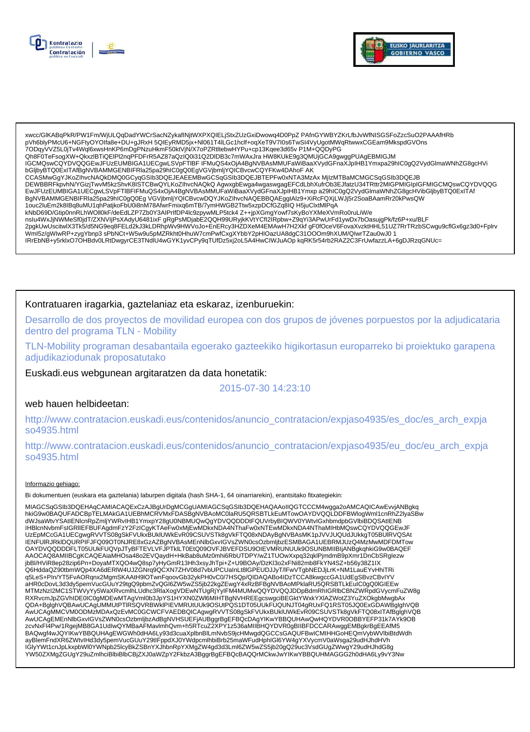xwcc/GlKABqPkR/PW1Fm/WjULQqDadYWCrSacNZykafINjtWXPXQIELjStxZUzGxiDwowq4D0PpZ PAfnGYWBYZKrLfbJvWfNISGSFoZzcSuO2PAAAfHRb
pVh6blyPMcU6+NGFtyOYOIfa8e+DU+gJRxH 5QIEyRMD5jx+Nl061T4lLGc1hclf+oqXeT9V7I0s6TwSl4VyUgotMWqRtwwxCGEam9MkspdGVOns
7ODqyVVZ5L0jTv4Wql6xwsHnKP6mDgPNzuHkmF50ktVjN/X7oPZRtltebwHYPu+cp13Kqee3d65v P1M+QQDyPG
Qh8F0TeFsogXW+QkxzlBTiQElPl2nqPFDFrR5AZ87aQzlQ0i31Q2DlDB3c7mWAxJra HW8KUkE9g3QMUjGCA9gwggPUAgEBMIGJM
IGCMQswCQYDVQQGEwJFUzEUMBIGA1UECgwLSVpFTlBF IFMuQS4xOjA4BgNVBAsMMUFaWiBaaXVydGFnaXJpIHB1Ymxpa29hIC0gQ2VydGlmaWNhZG8gcHVi
bGljbyBTQ0ExITAfBgNVBAMMGENBIFRla25pa29hIC0gQ0EgVGVjbmljYQICBvcwCQYFKw4DAhoF AK
CCASMwGgYJKoZIhvcNAQkDMQ0GCyqGSIb3DQEJEAEEMBwGCSqGSIb3DQEJBTEPFw0xNTA3MzAx MjIzMTBaMCMGCSqGSIb3DQEJB
DEWBBRFkpvhN/YGizjTwvM5kzShvK8ISTCBwQYLKoZIhvcNAQkQ AgwxgbEwga4wgaswgagEFCdLbhXufrOb3EJfatzU34TRttr2MIGPMIGIpIGFMIGCMQswCQYDVQQG
EwJFUzEUMBIGA1UECgwLSVpFTlBFIFMuQS4xOjA4BgNVBAsMMUFaWiBaaXVydGFnaXJpIHB1Ymxp a29hIC0gQ2VydGlmaWNhZG8gcHVibGljbyBTQ0ExITAf
BgNVBAMMGENBIFRla25pa29hIC0gQ0Eg VGVjbmljYQICBvcwDQYJKoZIhvcNAQEBBQAEgglAlz9+XiRcFQXjLWJj5r2SoaBAamRr20kPwsQW
1ouc2luEm2k8IBq8uMU1qhPatjkoFbU0i8nM78AfwrFmixq6mTB/7ymHWGB2Ttw5xzpDCfGZq8IQ H5juClxtMlPqA
kNbD69D/Gtip0nnRLhWOll0kF/deEdLZP7Zb0Y3AIPrlfDP4lc9zpywMLP5tck4 Z++jpXGmgYowf7sKyBoYXMeXVmRo0ruLiW/e
nsIu4WxJjNWMeSf0jdT/ZXNVljPsXAdyU6481ixF gRgPsMDjabE2QQH99URyjkKVtYCfl2IRpbw+Z9qYi3APwUrFd1ywDx7bOasujgPk/fz6P+xu/BLF
2pgkUwUscitwlX3Tk5/d5NG9eq8FELd2kJ3kLDRhpWv9HWVoJo+EnERcy3HZDXeM4EMAwH7H2Xkf gF0fOceV6FovaXvzktHHL51UZ7RrTRzbSCwgu9cflGx6gz3d0+Fplrv
Wml5z/gWlwRP+zygYbnp3 sPbNCt+W5w9u5pMZRkht0HhuW7cmPwfCxgXYbbY2pHIOazUA8dgC31OOOm9hXUM/QIwrTZau0wJ0 1
IRrEbNB+y5rklxO7OHBdv0LRtDwgyrCE3TNdlU4wGYK1yvCPy9qTUfDz5xj2oL5A4HwCIWJuAOp kqRK5r54rb2RAZ2C3FrUwfazzLA+6gDJRzqGNUc=

Kontratuaren iragarkia, gaztelaniaz eta eskaraz, izenburuekin:

Desarrollo de dos proyectos de movilidad europea con dos grupos de jóvenes porpuestos por la adjudicataria dentro del programa TLN - Mobility

TLN-Mobility programan desabantaila egoerako gazteekiko higikortasun europarreko bi proiektuko garapena adjudikaziodunak proposatutako

Euskadi.eus webgunean argitaratzen da data honetatik:

2015-07-30 14:23:10

web hauen helbideetan:

http://www.contratacion.euskadi.eus/contenidos/anuncio_contratacion/expjaso4935/es_doc/es_arch_expjaso4935.html

http://www.contratacion.euskadi.eus/contenidos/anuncio_contratacion/expjaso4935/eu_doc/eu_arch_expjaso4935.html

Informazio gehiago:

Bi dokumentuen (euskara eta gaztelania) laburpen digitala (hash SHA-1, 64 oinarriarekin), erantsitako fitxategiekin:

MIAGCSqGSIb3DQEHAqCAMIACAQExCzAJBgUrDgMCGgUAMIAGCSqGSIb3DQEHAQAAoIIQGTCCCM4wgga2oAMCAQICAwEwvjANBgkq
hkiG9w0BAQUFADCBpTELMAkGA1UEBhMCRVMxFDASBgNVBAoMC0laRU5QRSBTLkEuMTowOAYDVQQLDDFBWlogWml1cnRhZ2lyaSBw
dWJsaWtvYSAtIENlcnRpZmljYWRvIHB1YmxpY28gU0NBMUQwQgYDVQQDDDtFQUVrbyBIQWV0YWtvIGxhbmdpbGVlbiBDQSAtIENB
IHBlcnNvbmFsIGRlIEFBUFAgdmFzY2FzIChGYXTaeFw0xMjEwMDkxNDA4NThaFw0xNTEwMDkxNDA4NThaMIHbMQswCQYDVQQGEwJF
UzEpMCcGA1UECgwgRVVTS08gSkFVUkxBUklUWkEvR09CSUVSTk8gVkFTQ08xNDAyBgNVBAsMK1pJVVJUQUdJUkkgT05BUlRVSQSAt
IENFUlRJRklDQURPIFJFQ09OT0NJRE8xGzAZBgNVBAsMEnNlbGxvIGVsZWN0cm9uaWNvMRYwFAYDVQQLDA1FTkRJREFEIFBVQkxp
OAYDVQQDDDFLT05UUkFUQVpJTyBFTEVLVFJPTklLT0EtQ09OVFJBVEFDSU9OIEVMRUNUUk9OSUNBMIIBIjANBgkqhkiG9w0BAQEF
AAOCAQ8AMIIBCgKCAQEAiaMHOsa48o2EVQaydH+HkBab8uMz0mhi6RbUTDPY/wZ1TUOwXxpq32qklPjmdmB9pXmr1DnCbSRglezw
jbBl/HViR8ep28zip6Pn+DoyaMTXQO4wQ8sp7yHyGmR13Hh3xsyJhTpi+Z+U9BOAy/DzKl3o2xFNi82mb8FkYN4SZ+b56y38Z1lX
Q6HddaQZ90tbmWQp4XA6dERlW4UJZGNrq9QCXN7ZHV08d7vbUPCUalnLt8lGPEUDJJyT/lFwVTgbNEDJjLrK+NM1LauEYvHhiTRi
q5LeS+Pln/YT5FvAORqnx2MgmSKAAtH9lOTwnFqoovGb32ykPH0vC0/7HSQp/QIDAQABo4IDzTCCA8kwgccGA1UdEgSBvzCBvIYV
aHR0cDovL3d3dy5pemVucGUuY29tgQ9pbmZvQGl6ZW5wZS5jb22kgZEwgY4xRzBFBgNVBAoMPklaRU5QRSBTLkEuIC0gQ0lGIEEw
MTMzNzI2MC1STWVyYy5WaXRvcmlhLUdhc3RlaXogVDEwNTUgRjYyIFM4MUMwQQYDVQQJDDpBdmRhIGRlbCBNZWRpdGVycmFuZW8g
RXRvcmJpZGVhIDE0IC0gMDEwMTAgVml0b3JpYS1HYXN0ZWl6MIHTBgNVHREEgcswgciBEGktYWxkYXlAZWotZ3YuZXOkgbMwgbAx
QDA+BglghVQBAwUCAgUMMUtPTlRSQVRBWklPIEVMRUtUUk9OSUtPQS1DT05UUkFUQUNJT04gRUxFQ1RST05JQ0ExGDAWBglghVQB
AwUCAgMMCVM0ODMzMDAxQzEvMC0GCWCFVAEDBQICAgwgRVVTS08gSkFVUkxBUklUWkEvR09CSUVSTk8gVkFTQ08xITAfBglghVQB
AwUCAgEMEnNlbGxvIGVsZWN0cm9uaWNvMBsGA1UdIwQYMBaAFMavlmhQvm+h5RTcuZ2XPY1z536aMIIBHQYDVR0gBIIBFDCCARAwggEMBgkrBgEEAfM5
BAQwgf4wJQYIKwYBBQUHAgEWGWh0dHA6Ly93d3cuaXplbnBlLmNvbS9jcHMwgdQGCCsGAQUFBwICMIHHGoHEQmVybWVlbiBtdWdh
ayBlemFndXR6ZWtvIHd3dy5pemVucGUuY29tIFppdXJ0YWdpcmlhbiBrb25maWFudHphIGl6YW4gYXVycmV0aWsga29udHJhdHVh
IGlyYWt1cnJpLkxpbWl0YWNpb25lcyBkZSBnYXJhbnRpYXMgZW4gd3d3Lml6ZW5wZS5jb20gQ29uc3VsdGUgZWwgY29udHJhdG8g
YW50ZXMgZGUgY29uZmlhciBlbiBlbCBjZXJ0aWZpY2FkbzA3BggrBgEFBQcBAQQrMCkwJwYIKwYBBQUHMAGGG2h0dHA6Ly9vY3Nw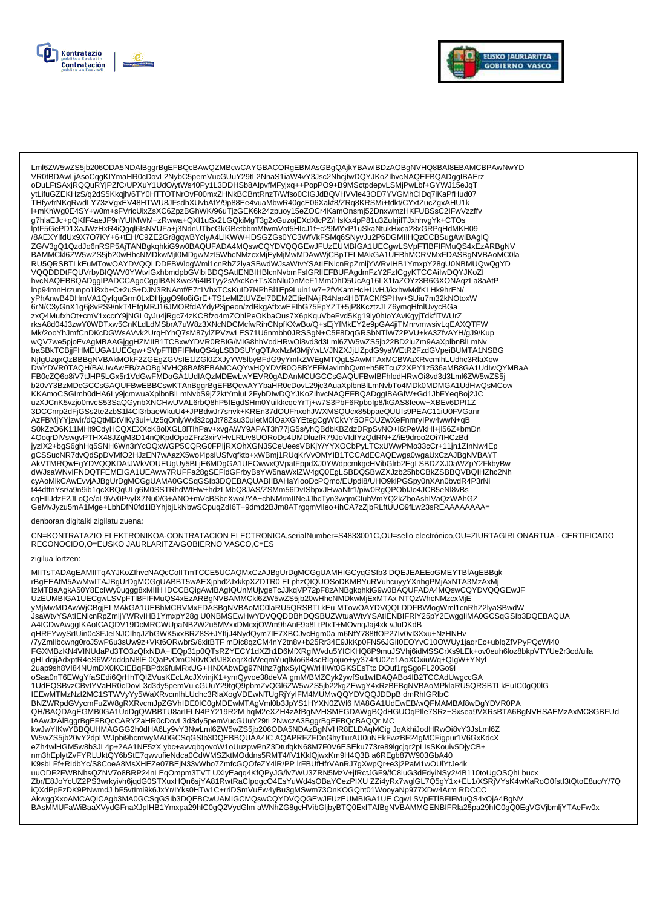Lml6ZW5wZS5jb206ODA5NDAlBggrBgEFBQcBAwQZMBcwCAYGBACORgEBMAsGBgQAjkYBAwIBDzAOBgNVHQ8BAf8EBAMCBPAwNwYD
VR0fBDAwLjAsoCqgKIYmaHR0cDovL2NybC5pemVucGUuY29tL2NnaS1iaW4vY3Jsc2NhcjIwDQYJKoZIhvcNAQEFBQADggIBAErz
oDuLFtSAxjRQQuRYjPZfC/UPXuY1UdO/ytWs40Py1L3DDHSb8AIpvfMFyjxq++PopPO9+B9MSctpdepvLSMjPwLbf+GYWJ15eJqT
ytLifuGZEKHzS/q2dS5Kkqjh/6TY0HTTOTNrOvF00mxZHNkBCBntRnzT/Wfso0CIGJdBQVHVVle43OD7YVGMhCIDq7iKaPfHud07
THfyvfrNKqRwdLY73zVgxEV48HTWU8JFsdhXUvbAfY/9p88Ee4vuaMbwR40gcE06Xakf8/ZRq8KRSMi+tdkt/CYxtZucZgxAHU1k
l+mKhWg0E4SY+w0m+sFVricUixZsXC6ZpzBGhWK/96uTjzGEK6k24zpuoy15eZOCr4KamOnsmj52DnxwmzHKFUBSsC2IFwVzzffv
g7hlaEJc+pQKfF4aeJF9nYUIMWM+zRwwa+QXI1uSx2LGQkiMgT3g2xGuzojEXdXlcPZ/HsKx4pP81u3ZulrjiITJxhhvgYk+CTOs
lptF5GePD1XaJWzHxR4iQgql6IsNVUFa+j3NdnUTbeGkGBetbbmMtwmVot5HIcJ1f+c29MYxP1uSkaNtukHxca28xGRPqHdMKH09
/8AEXYIfdUx9X7O7KY+6+tEH/C9ZE2Gr8gqwBYclyA4LlKWW+lDSGZGs0YC3WfVkFSMq6SNyvJu2P6DGMIIHQzCCBSugAwIBAgIQ
ZG/V3gQ1QzdJo6nRSP5AjTANBgkqhkiG9w0BAQUFADA4MQswCQYDVQQGEwJFUzEUMBIGA1UECgwLSVpFTlBFIFMuQS4xEzARBgNV
BAMMCkl6ZW5wZS5jb20wHhcNMDkwMjI0MDgwMzI5WhcNMzcxMjEyMjMwMDAwWjCBpTELMAkGA1UEBhMCRVMxFDASBgNVBAoMC0la
RU5QRSBTLkEuMTowOAYDVQQLDDFBWlogWml1cnRhZ2lyaSBwdWJsaWtvYSAtIENlcnRpZmljYWRvIHB1YmxpY28gU0NBMUQwQgYD
VQQDDDtFQUVrbyBIQWV0YWtvIGxhbmdpbGVlbiBDQSAtIENBIHBlcnNvbmFsIGRIIEFBUFAgdmFzY2FzIGgyKTCCAiIwDQYJKoZI
hvcNAQEBBQADggIPADCCAgoCggIBANXwe264IBTyy2sVkcKo+TsXbNluOnMeF1MmOhD5UcAg16LX1taZOYz3R6GXONAqzLa8aAtP
lnp94mnHrzupno1i8xb+C+2uS+DJN3RNAmf/E7r1VhxTCsKuID7NPhBl1Ep9Luin1w7+2fVKamHci+UvHJ/kxhwMdfKLHk9hrEN/
yPhAnwB4DHmVA1QyfquGrm0LxDHjggO9fo8iGrE+TS1eMlZtUVZel7BEM2EtiefNAjiR4Nar4HBTACKfSPHw+SUiu7m32kNOtoxW
6rN/C3yGnX1g6j8vPS9/nkT4EfgMRJ16JMORfdAYdyP3jpeon/zdRkgAfIxwEFIhG75FpYZT+5jP8KcztzJLZ6ymqHfnlUvycBGa
zxQ4MufxhOt+cmV1xccrY9jNGL0yJu4jRgc74zKCBfzo4mZOhlPeOKbaOus7X6pKquVbeFvd5Kg19iy0hloYAvKgyjTdkflTWUrZ
rksA8d04J3zwY0WDTxw5CnKLdLdMSbrA7uW8z3XNcNDCMcfwRihCNpfKXwBo/Q+sEjYfMkEY2e9pGA4jiTMnrvmwsivLqEAXQTFW
Mk/2ooYhJmfCnDKcDGWsAVvk2UrqHYhQ7s8ylZPVzwLES71U6nmbh0JRSSgN+C5F8DqGRSbNTlW72PVU+kA3ZfvAYH/gJ9/Kup
wQV7we5pjoEvAgMBAAGjggHZMIIB1TCBxwYDVR0RBIG/MIG8hhVodHRwOi8vd3d3Lml6ZW5wZS5jb22BD2luZm9AaXplbnBlLmNv
baSBkTCBjjFHMEUGA1UECgw+SVpFTlBFIFMuQS4gLSBDSUYgQTAxMzM3MjYwLVJNZXJjLlZpdG9yaWEtR2FzdGVpeiBUMTA1NSBG
NjlgUzgxQzBBBgNVBAkMOkF2ZGEgZGVsIE1lZGl0ZXJyYW5lbyBFdG9yYmlkZWEgMTQgLSAwMTAxMCBWaXRvcmlhLUdhc3RlaXow
DwYDVR0TAQH/BAUwAwEB/zAOBgNVHQ8BAf8EBAMCAQYwHQYDVR0OBBYEFMavlmhQvm+h5RTcuZ2XPY1z536aMB8GA1UdIwQYMBaA
FB0cZQ6o8iV7tJHP5LGx5r1VdGwFMDoGA1UdIAQzMDEwLwYEVR0gADAnMCUGCCsGAQUFBwIBFhlodHRwOi8vd3d3Lml6ZW5wZS5j
b20vY3BzMDcGCCsGAQUFBwEBBCswKTAnBggrBgEFBQcwAYYbaHR0cDovL29jc3AuaXplbnBlLmNvbTo4MDk0MDMGA1UdHwQsMCow
KKAmoCSGImh0dHA6Ly9jcmwuaXplbnBlLmNvbS9jZ2ktYmluL2FybDIwDQYJKoZIhvcNAQEFBQADggIBAGlW+Gd1JbFYeqBoj2JC
uzXJCnK5vzjo0nvcS53SaQGynbXNCHwUVAL6rbQ8hP5fEgdSHm0YuikkcqeYrTj+w7S3PbF6Rpbolp8/kGAS8feow+XBEv6DPI1Z
3DCCnrp2dFjGSs2te2zbS1l4CI3rbaeWkuU4+JPBdwJr7snvk+KREn37dOUFhxohJWXMSQUcx85bpaeQUUIs9PEAC11iU0FVGanr
AzFBMjYYjzwir/dQQtMDtVIKy3ui+Uz5qOnlyWxl32cgJt78Zsu30uietM0lOaXGYEtegCgWCkVY5OFOUZwXeFnmryIPw4wwN+qB
S0kZzO6K11MHt9CdyHCQXEXXcK8olXGL8lTlhPav+xvgAWY9APAT3h77jG5s/yhQBdbKBZdzDRpSvNO+l6tPeWkHI+jl56Z+bmDn
4OoqrDlVswgvPTHX48JZqM3D14nQKpdOpoZFrz3xirVHvLRL/v8UORoDs4UMDluzfR79JoVldfYzQdRN+Z/iE9droo2Oi7IHCzBd
jyzIX2+bgS6ghHq5SNH6Wn3rYcOQxWGP5CQRG0FPljRXOhXGN35CeUeesVBKjY/YYXOCbPyLTCxUWwPMo33cCr+11jn1ZInNw4Ep
gCSSucNR7dvQdSpDVMfO2HJzEN7wAazX5wol4psIUSfvqfktb+xWBmj1RUqKrVvOMYIB1TCCAdECAQEwga0wgaUxCzAJBgNVBAYT
AkVTMRQwEgYDVQQKDAtJWkVOUEUgUy5BLjE6MDgGA1UECwwxQVpaIFppdXJ0YWdpcmkgcHVibGlrb2EgLSBDZXJ0aWZpY2FkbyBw
dWJsaWNvIFNDQTFEMEIGA1UEAww7RUFFa28gSEFldGFrbyBsYW5naWxlZW4gQ0EgLSBDQSBwZXJzb25hbCBkZSBBQVBQIHZhc2Nh
cyAoMiKCAwEvvjAJBgUrDgMCGgUAMA0GCSqGSIb3DQEBAQUABIIBAHaYiooDcPQmo/EUpdi8/UHO9klPGSpy0nXAn0bvdR4P3rNi
t44dttnYsr/a9n9ib1qcXBQqULg6M0SSTRhdWtHw+hdzLMbQ8JAS/ZSMm56DvISbpxJHwaNfr1/piw0RgQPObtJo4JCB5eNl8vBs
cqHIJdzF2JLoQe/oL9Vv0PvylX7Nu0/G+ANO+mVcBSbeXwol/YA+chNMrmlINeJJhcTyn3wqmCluhVmYQ2kZboAshIVaQzWAhGZ
GeMvJyzu5mA1Mge+LbhDfN0fd1IBYhjbjLkNbwSCpuqZdI6T+9dmd2BJm8ATrgqmVlleo+ihCA7zZjbRLftUUO9fLw23sREAAAAAAAA=

denboran digitalki zigilatu zuena:

CN=KONTRATAZIO ELEKTRONIKOA-CONTRATACION ELECTRONICA,serialNumber=S4833001C,OU=sello electrónico,OU=ZIURTAGIRI ONARTUA - CERTIFICADO RECONOCIDO,O=EUSKO JAURLARITZA/GOBIERNO VASCO,C=ES

zigilua lortzen:

MIITsTADAgEAMIITqAYJKoZIhvcNAQcCoIITmTCCE5UCAQMxCzAJBgUrDgMCGgUAMHIGCyqGSIb3 DQEJEAEEoGMEYTBfAgEBBgk
rBgEEAfM5AwMwITAJBgUrDgMCGgUABBT5wAEXjphd2JxkkpXZDTR0 ELphzQIQUOSoDKMBYuRVuhcuyyYXnhgPMjAxNTA3MzAxMj
IzMTBaAgkA50Y8EcIWy0uggg8xMIIH IDCCBQigAwIBAgIQUnMUjvgeTcJJkqVP72pF8zANBgkqhkiG9w0BAQUFADA4MQswCQYDVQQGEwJF
UzEUMBIGA1UECgwLSVpFTlBFIFMuQS4xEzARBgNVBAMMCkl6ZW5wZS5jb20wHhcNMDkwMjExMTAx NTQzWhcNMzcxMjE
yMjMwMDAwWjCBgjELMAkGA1UEBhMCRVMxFDASBgNVBAoMC0laRU5QRSBTLkEu MTowOAYDVQQLDDFBWlogWml1cnRhZ2lyaSBwdW
JsaWtvYSAtIENlcnRpZmljYWRvIHB1YmxpY28g U0NBMSEwHwYDVQQDDBhDQSBUZWtuaWtvYSAtIENBIFRlY25pY2EwggIiMA0GCSqGSIb3DQEBAQUA
A4ICDwAwggIKAoICAQDV19DcMRCWUpaNB2W2u5MVxxDMcxjOWm9hAnF9a8LtPtxT+MOvnqJaj4xk vJuDKdB
qHRFYwySrIUin0c3FJeINJCIhqJZbGWK5xxBRZ8S+JYfIjJ4NydQym7lE7XBCJvcHgm0a m6NfY788tfOP27lv0vI3Xxu+NzHNHv
/7yZmIlbcwng0roJ5wP6u3sUw9z+VKt6ORwbrS/6xitBTF mDic8qzCM4nY2tn8v+b25Rr34E9JkKp0FN56JGiI0EOYvC10OWUy1jaqrEc+ublqZfVPyPQcWi40
FGXMBzKN4VINUdaPd3TO3zQfxNDA+lEQp31p0QTsRZYECY1dXZh1D6MfXRglWvdu5YICKHQ8P9muJSVhj6idMSSCrXs9LEk+ov0euh6loz8bkpVTYUe2r3od/uila
gHLdqijAdxptR4eS6W2dddpN8lE 0QaPvOmCN0vtOd/J8XoqrXdWeqmYuqlMo684scRlgojuo+yy374rU0Ze1AoXOxiuWq+QIgW+YNyl
2uap9sh8VI84NUmDX0KCtEBqFBPdx9fuMRxUG+HNXAbwDg97Nthz7ghxSylQW/rHIWt0GKSEsTtc DOuf1rgSgoFL20Go9l
oSaa0nT6EWgYfaSEdi6QrHhTQlZVusKEcLAcJXvinjK1+ymQyvoe38deVA gmM/BMZCyk2ywfSu1wIDAQABo4IB2TCCAdUwgccGA
1UdEQSBvzCBvIYVaHR0cDovL3d3dy5pemVu cGUuY29tgQ9pbmZvQGl6ZW5wZS5jb22kgZEwgY4xRzBFBgNVBAoMPklaRU5QRSBTLkEuIC0gQ0lG
IEEwMTMzNzI2MC1STWVyYy5WaXRvcmlhLUdhc3RlaXogVDEwNTUgRjYylFM4MUMwQQYDVQQJDDpB dmRhIGRlbC
BNZWRpdGVycmFuZW8gRXRvcmJpZGVhIDE0IC0gMDEwMTAgVml0b3JpYS1HYXN0ZWl6 MA8GA1UdEwEB/wQFMAMBAf8wDgYDVR0PA
QH/BAQDAgEGMB0GA1UdDgQWBBTU8arIFLN4PY219R2M hqM2eXZH4zAfBgNVHSMEGDAWgBQdHGUOqPIle7SRz+Sxsea9VXRsBTA6BgNVHSAEMzAxMC8GBFUd
IAAwJzAlBggrBgEFBQcCARYZaHR0cDovL3d3dy5pemVucGUuY29tL2NwczA3BggrBgEFBQcBAQQr MC
kwJwYIKwYBBQUHMAGGG2h0dHA6Ly9vY3NwLml6ZW5wZS5jb206ODA5NDAzBgNVHR8ELDAqMCig JqAkhiJodHRwOi8vY3JsLml6Z
W5wZS5jb20vY2dpLWJpbi9hcmwyMA0GCSqGSIb3DQEBBQUAA4IC AQAPRFZFDnGhyTurAU0uNEkFwzBF24gMCFigpur1V6GxKdcX
eZh4wlHGM5wb8b3JL4p+2AA1NE5zX ybc+avvqbqovoV10UuzpwPnZ3DtufqkN68M7F0V6ESEku773re89lgcjqr2pLIsSKouiv5DjyCB+
nm3hEplytZvFYRLUktQY6bStE7qwvufieNdca0CdWMSZktMOddns5RMT4/fV1KklQjwxKm9H4Q3B a6REgb87W903GbA40
K9sbLFf+RldbYc/S8CoeA8MsXHEZe07BEjN33vWho7ZmfcGQOfeZY4lR/PP lrFBUfHfrVAnRJ7gXwpQr+e3j2PaM1wOUlYtJe4k
uuODF2FWBNhsQZNV7o8BRP24nLEqOmpm3TVT UXlyEaqq4KfQPyJG/lv7WU3ZRN5MzV+jfRctJGF9/fC8iuG3dFdyiNSy2/4B110toUgOSQhLbucx
Zbr/E8JoYcUZ2PS3wrkyivh6jqdG0STXuxHQn6sjYA81RwtRaClpqgcO4EsYuWd4sOBaYCezPlXU ZZi4yRx7wglGL7Q5gY1x+EL1/XSRjVYsK4wKaRoO0fstI3tQtoE8uc/Y/7Q
iQXdPpFzDK9PNwmdJ bF5vtlmi9k6JxYr/IYks0HTw1C+rriDSmVuEw4yBu3gMSwm73OnKOGQht01WooyaNp977XDw4Arm RDCCC
AkwggXxoAMCAQICAgb3MA0GCSqGSIb3DQEBCwUAMIGCMQswCQYDVQQGEwJFUzEUMBIGA1UE CgwLSVpFTlBFIFMuQS4xOjA4BgNV
BAsMMUFaWiBaaXVydGFnaXJpIHB1Ymxpa29hIC0gQ2VydGlm aWNhZG8gcHVibGljbyBTQ0ExITAfBgNVBAMMGENBIFRla25pa29hIC0gQ0EgVGVjbmljYTAeFw0x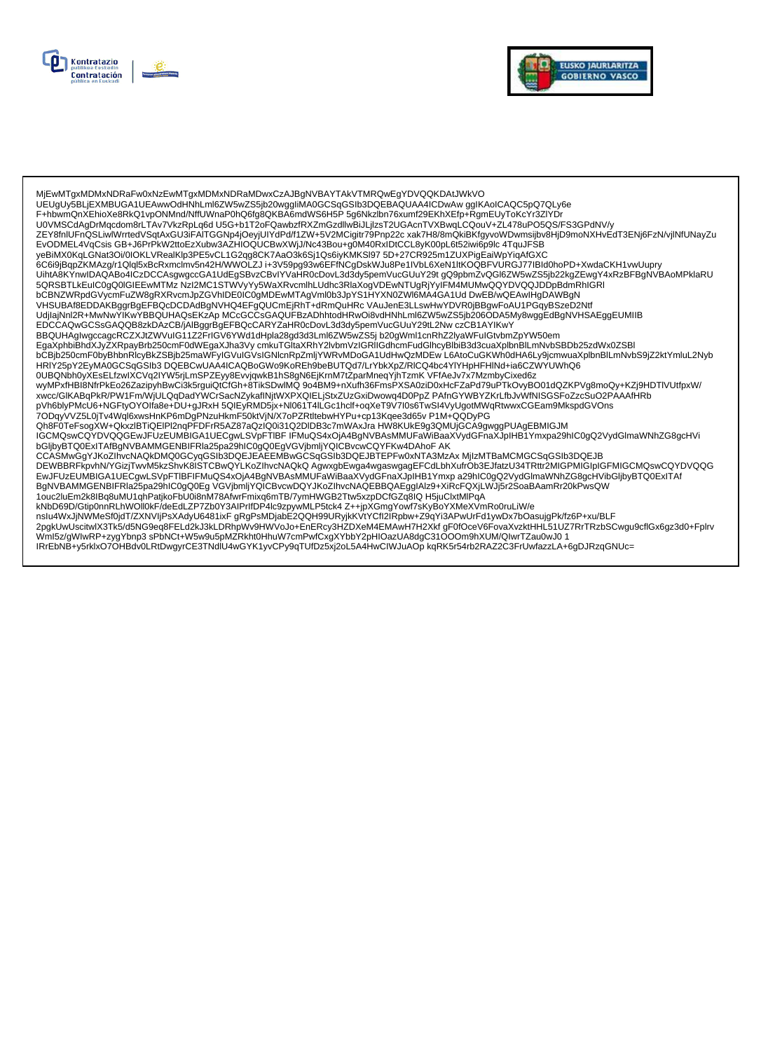```
MjEwMTgxMDMxNDRaFw0xNzEwMTgxMDMxNDRaMDwxCzAJBgNVBAYTAkVTMRQwEgYDVQQKDAtJWkVO
UEUgUy5BLjEXMBUGA1UEAwwOdHNhLml6ZW5wZS5jb20wggIiMA0GCSqGSIb3DQEBAQUAA4ICDwAw ggIKAoICAQC5pQ7QLy6e
F+hbwmQnXEhioXe8RkQ1vpONMnd/NffUWnaP0hQ6fg8QKBA6mdWS6H5P 5g6Nkzlbn76xumf29EKhXEfp+RgmEUyToKcYr3ZlYDr
U0VMSCdAgDrMqcdom8rLTAv7VkzRpLq6d U5G+b1T2oFQawbzfRXZmGzdllwBiJLjlzsT2UGAcnTVXBwqLCQouV+ZL478uPO5QS/FS3GPdNV/y
ZEY8fnlUFnQSLiwlWrrtedVSqtAxGU3iFAlTGGNp4jOeyjUlYdPd/f1ZW+5V2MCigitr79Pnp22c xak7H8/8mQkiBKfgyvoWDwmsijbv8HjD9moNXHvEdT3ENj6FzN/vjlNfUNayZu
EvODMEL4VqCsis GB+J6PrPkW2ttoEzXubw3AZHIOQUCBwXWjJ/Nc43Bou+g0M40RxIDtCCL8yK00pL6t52iwi6p9lc 4TquJFSB
yeBiMX0KqLGNat3Oi/0IOKLVRealKlp3PE5vCL1G2qg8CK7AaO3k6Sj1Qs6iyKMKSl97 5D+27CR925m1ZUXPigEaiWpYiqAfGXC
6C6i9jBqpZKMAzg/r1Qlql5xBcRxmclmv5n42H/WWOLZJ i+3V59pg93w6EFfNCgDskWJu8Pe1IVbL6XeN1ltKOQBFVURGJ77IBld0hoPD+XwdaCKH1vwUupry
UihtA8KYnwIDAQABo4ICzDCCAsgwgccGA1UdEgSBvzCBvIYVaHR0cDovL3d3dy5pemVucGUuY29t gQ9pbmZvQGl6ZW5wZS5jb22kgZEwgY4xRzBFBgNVBAoMPklaRU
5QRSBTLkEuIC0gQ0lGIEEwMTMz NzI2MC1STWVyYy5WaXRvcmlhLUdhc3RlaXogVDEwNTUgRjYyIFM4MUMwQQYDVQQJDDpBdmRhIGRl
bCBNZWRpdGVycmFuZW8gRXRvcmJpZGVhIDE0IC0gMDEwMTAgVml0b3JpYS1HYXN0ZWl6MA4GA1Ud DwEB/wQEAwIHgDAWBgN
VHSUBAf8EDDAKBggrBgEFBQcDCDAdBgNVHQ4EFgQUCmEjRhT+dRmQuHRc VAuJenE3LLswHwYDVR0jBBgwFoAU1PGqyBSzeD2Ntf
UdjIajNnl2R+MwNwYIKwYBBQUHAQsEKzAp MCcGCCsGAQUFBzADhhtodHRwOi8vdHNhLml6ZW5wZS5jb206ODA5My8wggEdBgNVHSAEggEUMIIB
EDCCAQwGCSsGAQQB8zkDAzCB/jAlBggrBgEFBQcCARYZaHR0cDovL3d3dy5pemVucGUuY29tL2Nw czCB1AYIKwY
BBQUHAgIwgccagcRCZXJtZWVuIG11Z2FrIGV6YWd1dHpla28gd3d3Lml6ZW5wZS5j b20gWml1cnRhZ2lyaWFuIGtvbmZpYW50em
EgaXphbiBhdXJyZXRpayBrb250cmF0dWEgaXJha3Vy cmkuTGltaXRhY2lvbmVzIGRlIGdhcmFudGlhcyBlbiB3d3cuaXplbnBlLmNvbSBDb25zdWx0ZSBl
bCBjb250cmF0byBhbnRlcyBkZSBjb25maWFyIGVuIGVsIGNlcnRpZmljYWRvMDoGA1UdHwQzMDEw L6AtoCuGKWh0dHA6Ly9jcmwuaXplbnBlLmNvbS9jZ2ktYmluL2Nyb
HRlY25pY2EyMA0GCSqGSIb3 DQEBCwUAA4ICAQBoGWo9KoREh9beBUTQd7/LrYbkXpZ/RlCQ4bc4YlYHpHFHlNd+ia6CZWYUWhQ6
0UBQNbh0yXEsELfzwIXCVq2lYW5rjLmSPZEyy8EvvjqwkB1hS8gN6EjKrnM7tZparMneqYjhTzmK VFfAeJv7x7MzmbyCixed6z
wyMPxfHBI8NfrPkEo26ZazipyhBwCi3k5rguiQtCfGh+8TikSDwlMQ 9o4BM9+nXufh36FmsPXSA0ziD0xHcFZaPd79uPTkOvyBO01dQZKPVg8moQy+KZj9HDTlVUtfpxW/
xwcc/GlKABqPkR/PW1Fm/WjULQqDadYWCrSacNZykafINjtWXPXQIELjStxZUzGxiDwowq4D0PpZ PAfnGYWBYZKrLfbJvWfNISGSFoZzcSuO2PAAAfHRb
pVh6blyPMcU6+NGFtyOYOIfa8e+DU+gJRxH 5QIEyRMD5jx+Nl061T4lLGc1hclf+oqXeT9V7l0s6TwSI4VyUgotMWqRtwwxCGEam9MkspdGVOns
7ODqyVVZ5L0jTv4Wql6xwsHnKP6mDgPNzuHkmF50ktVjN/X7oPZRtltebwHYPu+cp13Kqee3d65v P1M+QQDyPG
Qh8F0TeFsogXW+QkxzlBTiQElPl2nqPFDFrR5AZ87aQzIQ0i31Q2DlDB3c7mWAxJra HW8KUkE9g3QMUjGCA9gwggPUAgEBMIGJM
IGCMQswCQYDVQQGEwJFUzEUMBIGA1UECgwLSVpFTlBF IFMuQS4xOjA4BgNVBAsMMUFaWiBaaXVydGFnaXJpIHB1Ymxpa29hIC0gQ2VydGlmaWNhZG8gcHVi
bGljbyBTQ0ExITAfBgNVBAMMGENBIFRla25pa29hIC0gQ0EgVGVjbmljYQICBvcwCQYFKw4DAhoF AK
CCASMwGgYJKoZIhvcNAQkDMQ0GCyqGSIb3DQEJEAEEMBwGCSqGSIb3DQEJBTEPFw0xNTA3MzAx MjIzMTBaMCMGCSqGSIb3DQEJB
DEWBBRFkpvhN/YGizjTwvM5kzShvK8ISTCBwQYLKoZIhvcNAQkQ AgwxgbEwga4wgaswgagEFCdLbhXufrOb3EJfatzU34TRttr2MIGPMIGIpIGFMIGCMQswCQYDVQQG
EwJFUzEUMBIGA1UECgwLSVpFTlBFIFMuQS4xOjA4BgNVBAsMMUFaWiBaaXVydGFnaXJpIHB1Ymxp a29hIC0gQ2VydGlmaWNhZG8gcHVibGljbyBTQ0ExITAf
BgNVBAMMGENBIFRla25pa29hIC0gQ0Eg VGVjbmljYQICBvcwDQYJKoZIhvcNAQEBBQAEggIAlz9+XiRcFQXjLWJj5r2SoaBAamRr20kPwsQW
1ouc2luEm2k8IBq8uMU1qhPatjkoFbU0i8nM78AfwrFmixq6mTB/7ymHWGB2Ttw5xzpDCfGZq8IQ H5juClxtMlPqA
kNbD69D/Gtip0nnRLhWOll0kF/deEdLZP7Zb0Y3AIPrIfDP4lc9zpywMLP5tck4 Z++jpXGmgYowf7sKyBoYXMeXVmRo0ruLiW/e
nsIu4WxJjNWMeSf0jdT/ZXNVIjPsXAdyU6481ixF gRgPsMDjabE2QQH99URyjkKVtYCfI2IRpbw+Z9qYi3APwUrFd1ywDx7bOasujgPk/fz6P+xu/BLF
2pgkUwUscitwlX3Tk5/d5NG9eq8FELd2kJ3kLDRhpWv9HWVoJo+EnERcy3HZDXeM4EMAwH7H2Xkf gF0fOceV6FovaXvzktHHL51UZ7RrTRzbSCwgu9cflGx6gz3d0+Fplrv
WmI5z/gWIwRP+zygYbnp3 sPbNCt+W5w9u5pMZRkht0HhuW7cmPwfCxgXYbbY2pHIOazUA8dgC31OOOm9hXUM/QIwrTZau0wJ0 1
IRrEbNB+y5rklxO7OHBdv0LRtDwgyrCE3TNdlU4wGYK1yvCPy9qTUfDz5xj2oL5A4HwCIWJuAOp kqRK5r54rb2RAZ2C3FrUwfazzLA+6gDJRzqGNUc=
```